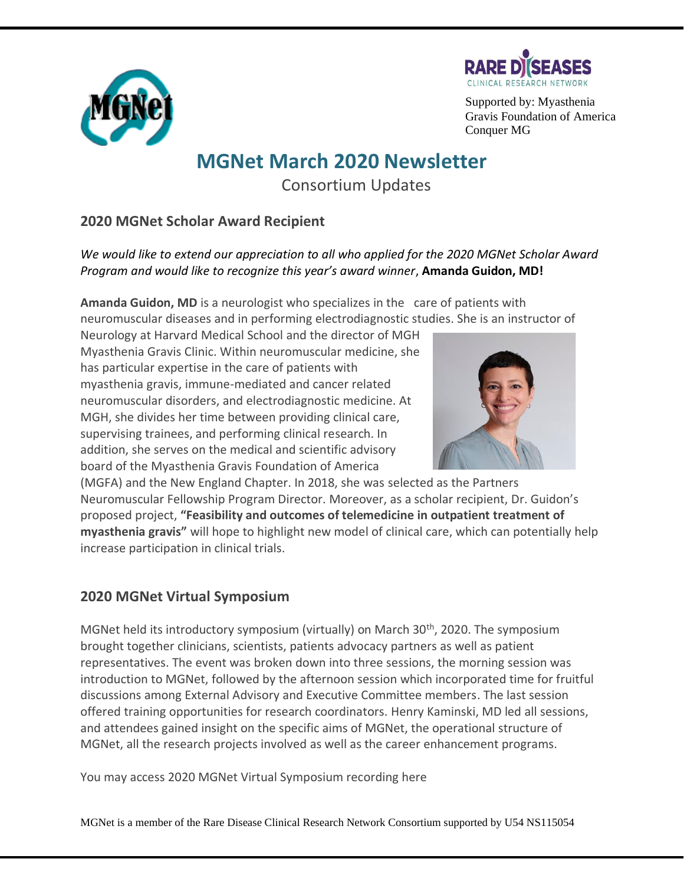Supported by: Myasthenia Gravis Foundation of America Conquer MG

# MGNet March 2020 Newsletter

Consortium Updates

## 2020 MGNet Scholar Award Recipient

*We would like to extend our appreciation to all who applied for the 2020 MGNet Scholar Award Program and would like to recognize this year's award winner*, **Amanda Guidon, MD!**

**Amanda Guidon, MD** is a neurologist who specializes in the care of patients with neuromuscular diseases and in performing electrodiagnostic studies. She is an instructor of Neurology at Harvard Medical School and the director of MGH Myasthenia Gravis Clinic. Within neuromuscular medicine, she has particular expertise in the care of patients with myasthenia gravis, immune-mediated and cancer related neuromuscular disorders, and electrodiagnostic medicine. At MGH, she divides her time between providing clinical care, supervising trainees, and performing clinical research. In addition, she serves on the medical and scientific advisory board of the Myasthenia Gravis Foundation of America (MGFA) and the New England Chapter. In 2018, she was selected as the Partners Neuromuscular Fellowship Program Director. Moreover, as a scholar recipient, Dr. Guidon's proposed project, **"Feasibility and outcomes of telemedicine in outpatient treatment of myasthenia gravis"** will hope to highlight new model of clinical care, which can potentially help increase participation in clinical trials.

## 2020 MGNet Virtual Symposium

MGNet held its introductory symposium (virtually) on March 30th, 2020. The symposium brought together clinicians, scientists, patients advocacy partners as well as patient representatives. The event was broken down into three sessions, the morning session was introduction to MGNet, followed by the afternoon session which incorporated time for fruitful discussions among External Advisory and Executive Committee members. The last session offered training opportunities for research coordinators. Henry Kaminski, MD led all sessions, and attendees gained insight on the specific aims of MGNet, the operational structure of MGNet, all the research projects involved as well as the career enhancement programs.

You may access 2020 MGNet Virtual Symposium recording here

MGNet is a member of the Rare Disease Clinical Research Network Consortium supported by U54 NS115054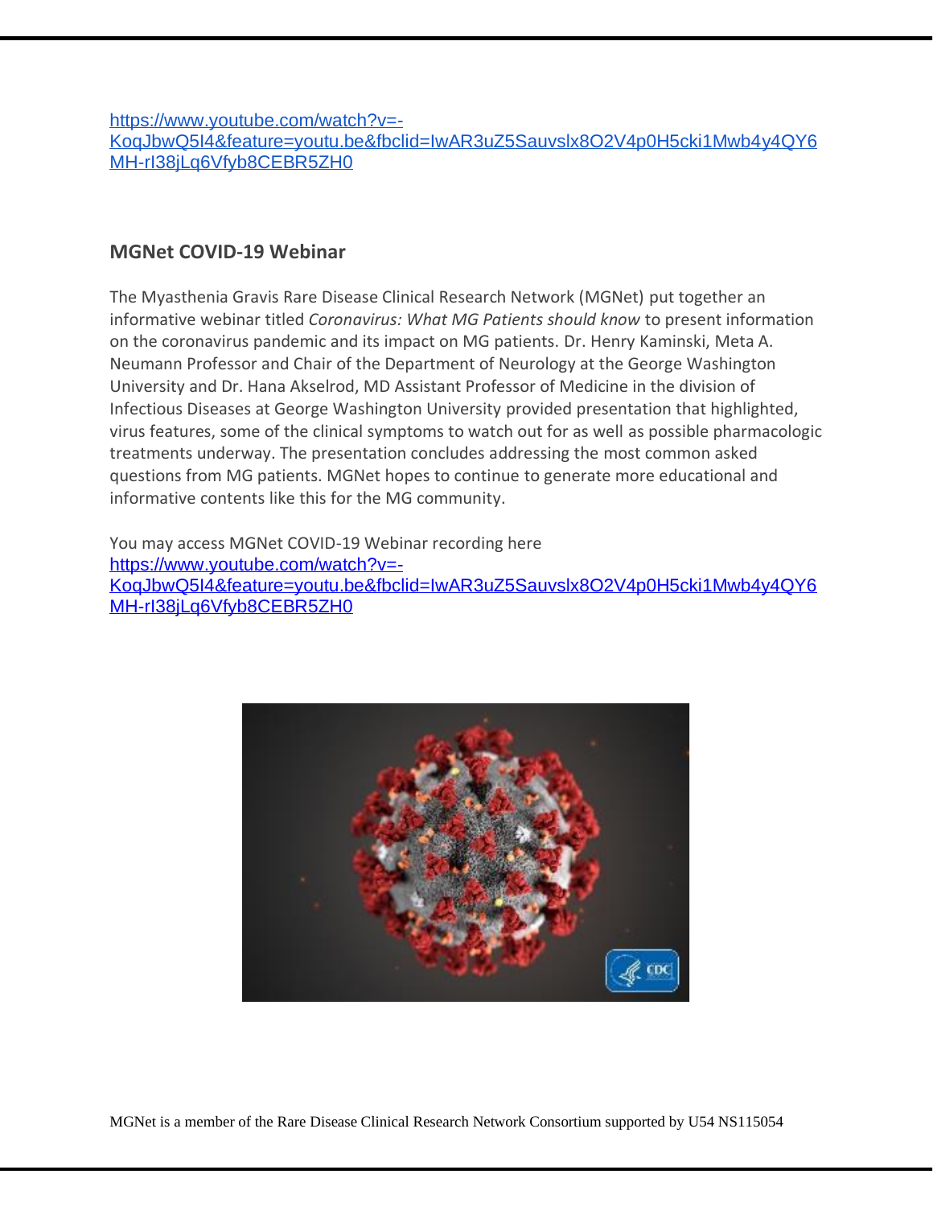https://www.youtube.com/watch?v=-KoqJbwQ5I4&feature=youtu.be&fbclid=IwAR3uZ5Sauvslx8O2V4p0H5cki1Mwb4y4QY6MH-rI38jLq6Vfyb8CEBR5ZH0

## MGNet COVID-19 Webinar

The Myasthenia Gravis Rare Disease Clinical Research Network (MGNet) put together an informative webinar titled *Coronavirus: What MG Patients should know* to present information on the coronavirus pandemic and its impact on MG patients. Dr. Henry Kaminski, Meta A. Neumann Professor and Chair of the Department of Neurology at the George Washington University and Dr. Hana Akselrod, MD Assistant Professor of Medicine in the division of Infectious Diseases at George Washington University provided presentation that highlighted, virus features, some of the clinical symptoms to watch out for as well as possible pharmacologic treatments underway. The presentation concludes addressing the most common asked questions from MG patients. MGNet hopes to continue to generate more educational and informative contents like this for the MG community.

You may access MGNet COVID-19 Webinar recording here https://www.youtube.com/watch?v=-KoqJbwQ5I4&feature=youtu.be&fbclid=IwAR3uZ5Sauvslx8O2V4p0H5cki1Mwb4y4QY6MH-rI38jLq6Vfyb8CEBR5ZH0

MGNet is a member of the Rare Disease Clinical Research Network Consortium supported by U54 NS115054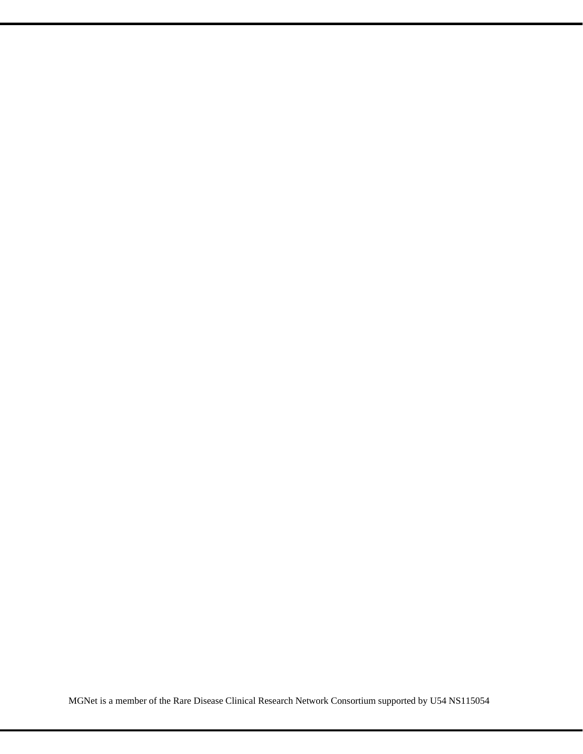MGNet is a member of the Rare Disease Clinical Research Network Consortium supported by U54 NS115054